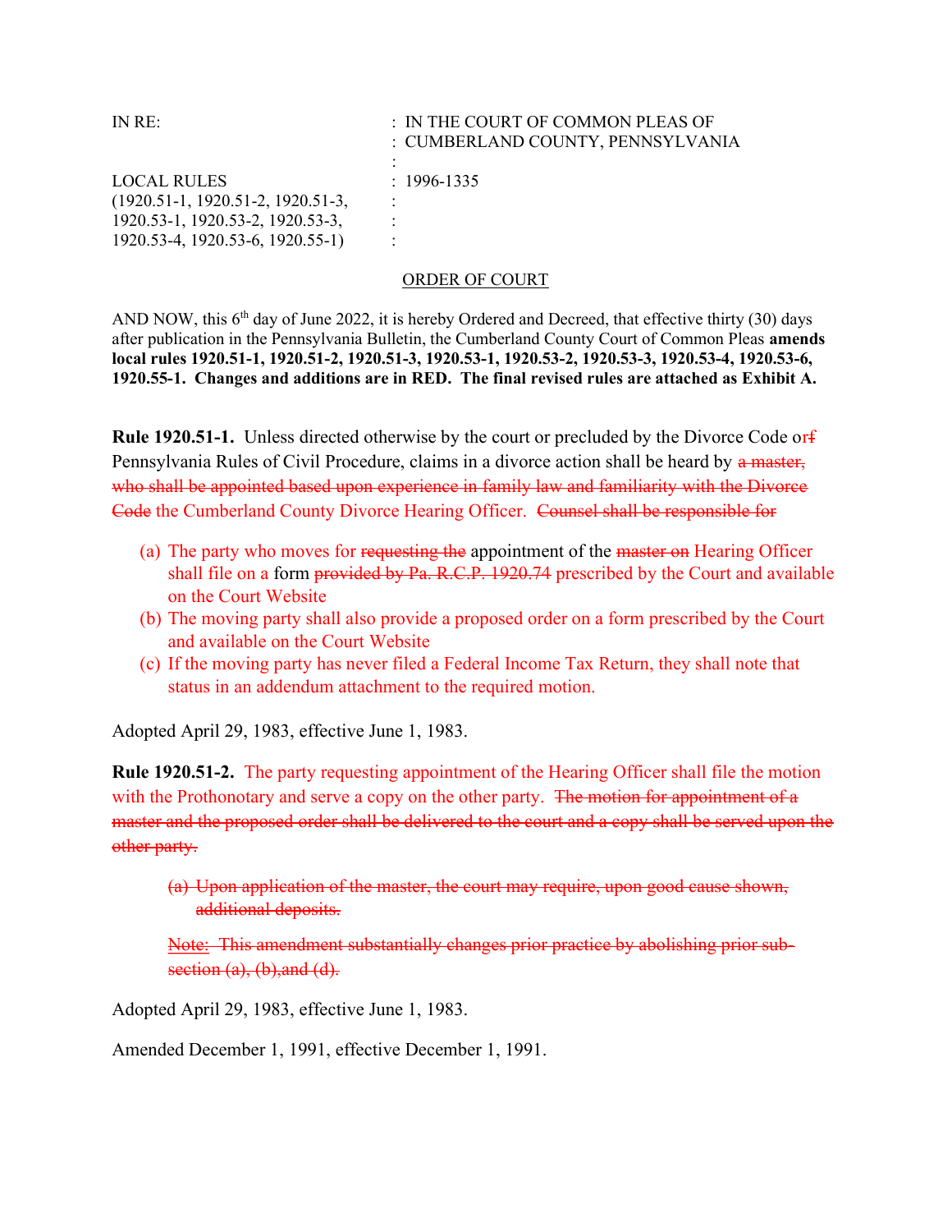IN RE: : IN THE COURT OF COMMON PLEAS OF
: CUMBERLAND COUNTY, PENNSYLVANIA
:
LOCAL RULES : 1996-1335
(1920.51-1, 1920.51-2, 1920.51-3, :
1920.53-1, 1920.53-2, 1920.53-3, :
1920.53-4, 1920.53-6, 1920.55-1) :

ORDER OF COURT

AND NOW, this 6th day of June 2022, it is hereby Ordered and Decreed, that effective thirty (30) days after publication in the Pennsylvania Bulletin, the Cumberland County Court of Common Pleas **amends local rules 1920.51-1, 1920.51-2, 1920.51-3, 1920.53-1, 1920.53-2, 1920.53-3, 1920.53-4, 1920.53-6, 1920.55-1. Changes and additions are in RED. The final revised rules are attached as Exhibit A.**

**Rule 1920.51-1.** Unless directed otherwise by the court or precluded by the Divorce Code or~~f~~ Pennsylvania Rules of Civil Procedure, claims in a divorce action shall be heard by ~~a master, who shall be appointed based upon experience in family law and familiarity with the Divorce Code~~ the Cumberland County Divorce Hearing Officer. ~~Counsel shall be responsible for~~

(a) The party who moves for ~~requesting the~~ appointment of the ~~master on~~ Hearing Officer shall file on a form ~~provided by Pa. R.C.P. 1920.74~~ prescribed by the Court and available on the Court Website
(b) The moving party shall also provide a proposed order on a form prescribed by the Court and available on the Court Website
(c) If the moving party has never filed a Federal Income Tax Return, they shall note that status in an addendum attachment to the required motion.

Adopted April 29, 1983, effective June 1, 1983.

**Rule 1920.51-2.** The party requesting appointment of the Hearing Officer shall file the motion with the Prothonotary and serve a copy on the other party. ~~The motion for appointment of a master and the proposed order shall be delivered to the court and a copy shall be served upon the other party.~~

~~(a) Upon application of the master, the court may require, upon good cause shown, additional deposits.~~

~~Note: This amendment substantially changes prior practice by abolishing prior sub-section (a), (b), and (d).~~

Adopted April 29, 1983, effective June 1, 1983.

Amended December 1, 1991, effective December 1, 1991.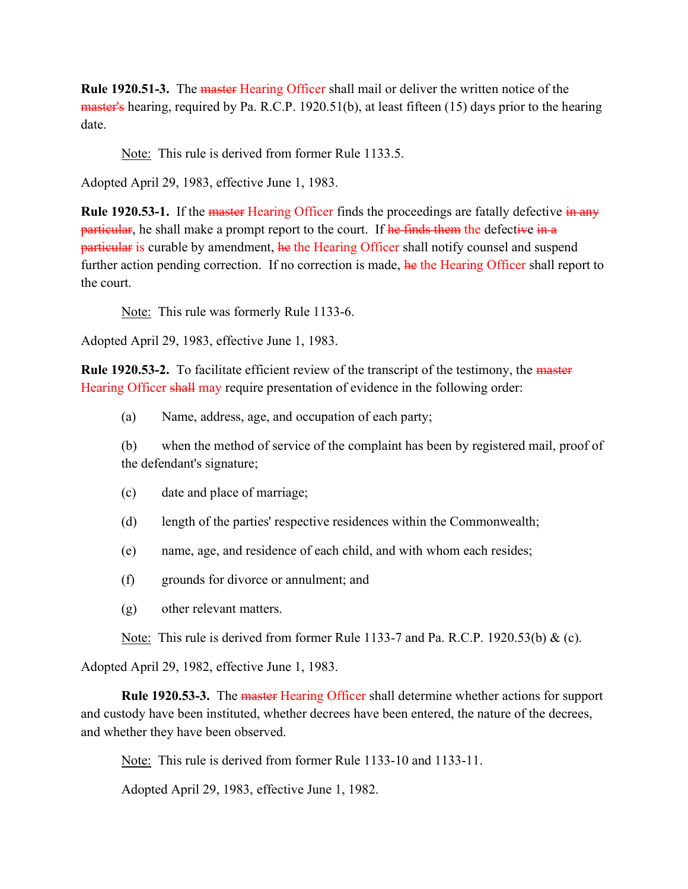**Rule 1920.51-3.** The ~~master~~ Hearing Officer shall mail or deliver the written notice of the ~~master's~~ hearing, required by Pa. R.C.P. 1920.51(b), at least fifteen (15) days prior to the hearing date.

Note: This rule is derived from former Rule 1133.5.

Adopted April 29, 1983, effective June 1, 1983.

**Rule 1920.53-1.** If the ~~master~~ Hearing Officer finds the proceedings are fatally defective ~~in any particular~~, he shall make a prompt report to the court. If ~~he finds them~~ the defect~~iv~~e ~~in a particular~~ is curable by amendment, ~~he~~ the Hearing Officer shall notify counsel and suspend further action pending correction. If no correction is made, ~~he~~ the Hearing Officer shall report to the court.

Note: This rule was formerly Rule 1133-6.

Adopted April 29, 1983, effective June 1, 1983.

**Rule 1920.53-2.** To facilitate efficient review of the transcript of the testimony, the ~~master~~ Hearing Officer ~~shall~~ may require presentation of evidence in the following order:

(a) Name, address, age, and occupation of each party;

(b) when the method of service of the complaint has been by registered mail, proof of the defendant's signature;

(c) date and place of marriage;

(d) length of the parties' respective residences within the Commonwealth;

(e) name, age, and residence of each child, and with whom each resides;

(f) grounds for divorce or annulment; and

(g) other relevant matters.

Note: This rule is derived from former Rule 1133-7 and Pa. R.C.P. 1920.53(b) & (c).

Adopted April 29, 1982, effective June 1, 1983.

**Rule 1920.53-3.** The ~~master~~ Hearing Officer shall determine whether actions for support and custody have been instituted, whether decrees have been entered, the nature of the decrees, and whether they have been observed.

Note: This rule is derived from former Rule 1133-10 and 1133-11.

Adopted April 29, 1983, effective June 1, 1982.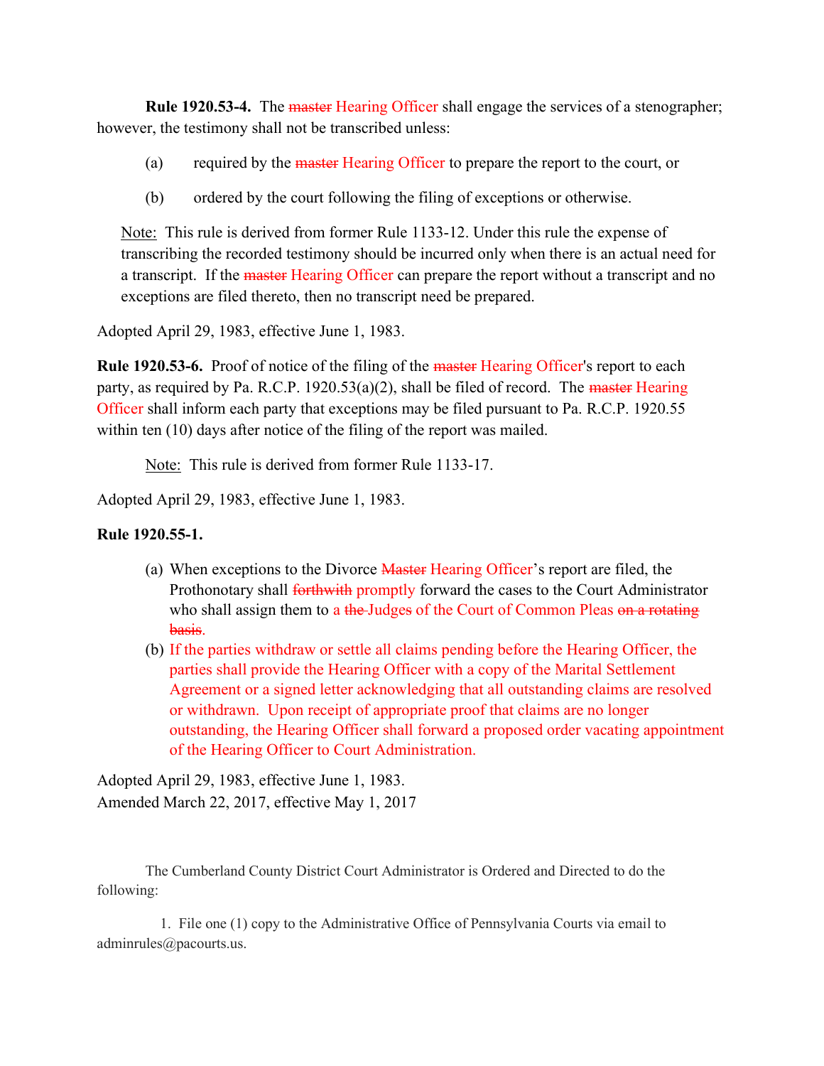**Rule 1920.53-4.** The ~~master~~ Hearing Officer shall engage the services of a stenographer; however, the testimony shall not be transcribed unless:

(a) required by the ~~master~~ Hearing Officer to prepare the report to the court, or

(b) ordered by the court following the filing of exceptions or otherwise.

Note: This rule is derived from former Rule 1133-12. Under this rule the expense of transcribing the recorded testimony should be incurred only when there is an actual need for a transcript. If the ~~master~~ Hearing Officer can prepare the report without a transcript and no exceptions are filed thereto, then no transcript need be prepared.

Adopted April 29, 1983, effective June 1, 1983.

**Rule 1920.53-6.** Proof of notice of the filing of the ~~master~~ Hearing Officer's report to each party, as required by Pa. R.C.P. 1920.53(a)(2), shall be filed of record. The ~~master~~ Hearing Officer shall inform each party that exceptions may be filed pursuant to Pa. R.C.P. 1920.55 within ten (10) days after notice of the filing of the report was mailed.

Note: This rule is derived from former Rule 1133-17.

Adopted April 29, 1983, effective June 1, 1983.

**Rule 1920.55-1.**

(a) When exceptions to the Divorce ~~Master~~ Hearing Officer's report are filed, the Prothonotary shall ~~forthwith~~ promptly forward the cases to the Court Administrator who shall assign them to a ~~the~~ Judges of the Court of Common Pleas ~~on a rotating basis~~.

(b) If the parties withdraw or settle all claims pending before the Hearing Officer, the parties shall provide the Hearing Officer with a copy of the Marital Settlement Agreement or a signed letter acknowledging that all outstanding claims are resolved or withdrawn. Upon receipt of appropriate proof that claims are no longer outstanding, the Hearing Officer shall forward a proposed order vacating appointment of the Hearing Officer to Court Administration.

Adopted April 29, 1983, effective June 1, 1983.
Amended March 22, 2017, effective May 1, 2017

The Cumberland County District Court Administrator is Ordered and Directed to do the following:

1. File one (1) copy to the Administrative Office of Pennsylvania Courts via email to adminrules@pacourts.us.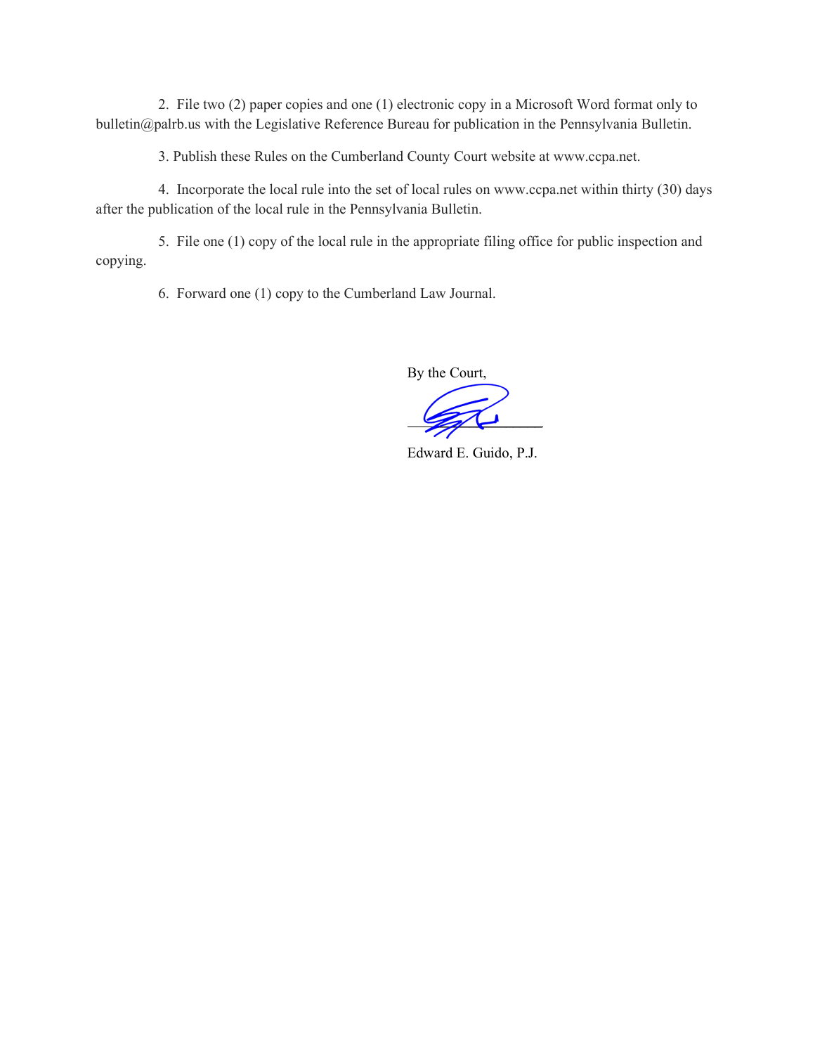2. File two (2) paper copies and one (1) electronic copy in a Microsoft Word format only to bulletin@palrb.us with the Legislative Reference Bureau for publication in the Pennsylvania Bulletin.

3. Publish these Rules on the Cumberland County Court website at www.ccpa.net.

4. Incorporate the local rule into the set of local rules on www.ccpa.net within thirty (30) days after the publication of the local rule in the Pennsylvania Bulletin.

5. File one (1) copy of the local rule in the appropriate filing office for public inspection and copying.

6. Forward one (1) copy to the Cumberland Law Journal.

By the Court,

\_\_\_\_\_\_\_\_\_\_\_\_\_\_\_\_\_\_\_\_

Edward E. Guido, P.J.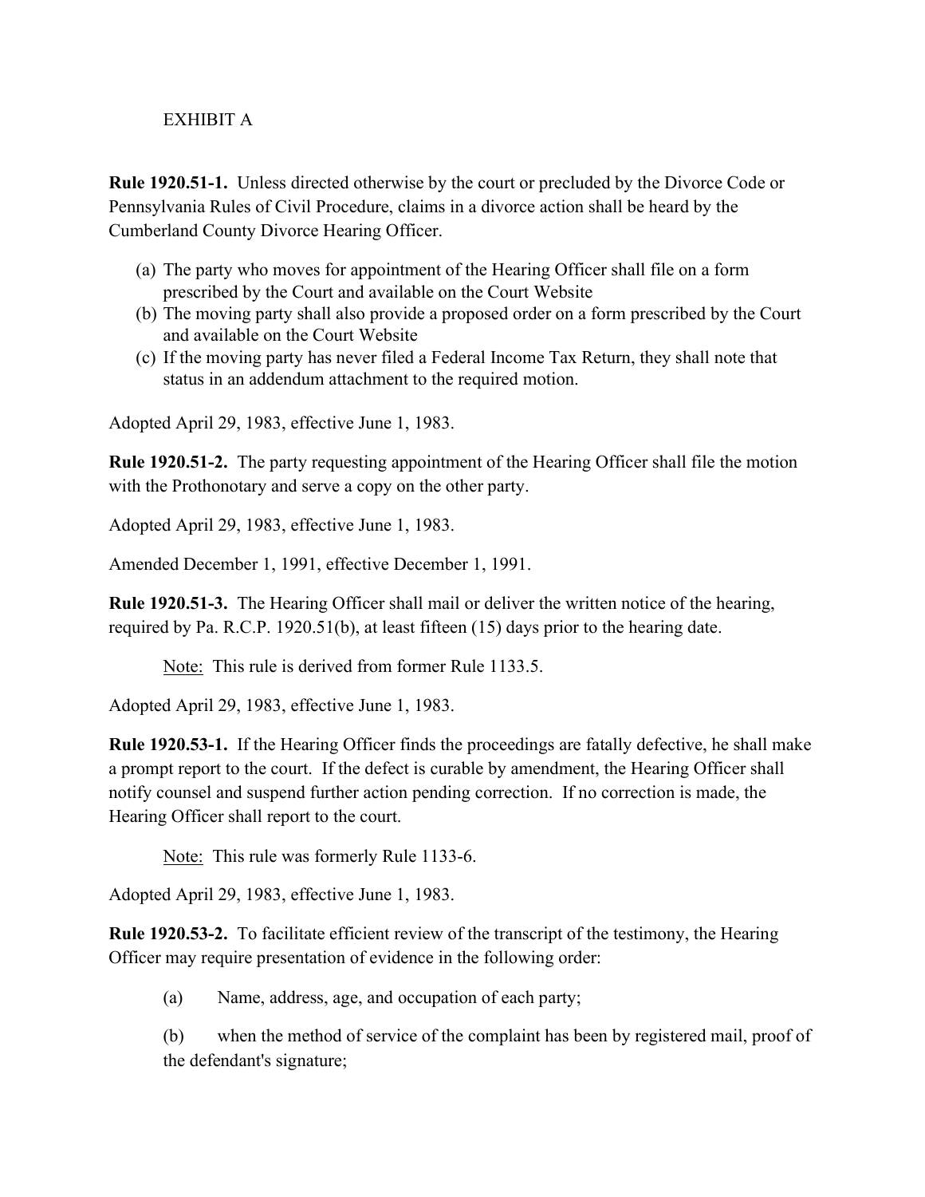EXHIBIT A

**Rule 1920.51-1.** Unless directed otherwise by the court or precluded by the Divorce Code or Pennsylvania Rules of Civil Procedure, claims in a divorce action shall be heard by the Cumberland County Divorce Hearing Officer.

(a) The party who moves for appointment of the Hearing Officer shall file on a form prescribed by the Court and available on the Court Website
(b) The moving party shall also provide a proposed order on a form prescribed by the Court and available on the Court Website
(c) If the moving party has never filed a Federal Income Tax Return, they shall note that status in an addendum attachment to the required motion.

Adopted April 29, 1983, effective June 1, 1983.

**Rule 1920.51-2.** The party requesting appointment of the Hearing Officer shall file the motion with the Prothonotary and serve a copy on the other party.

Adopted April 29, 1983, effective June 1, 1983.

Amended December 1, 1991, effective December 1, 1991.

**Rule 1920.51-3.** The Hearing Officer shall mail or deliver the written notice of the hearing, required by Pa. R.C.P. 1920.51(b), at least fifteen (15) days prior to the hearing date.

Note: This rule is derived from former Rule 1133.5.

Adopted April 29, 1983, effective June 1, 1983.

**Rule 1920.53-1.** If the Hearing Officer finds the proceedings are fatally defective, he shall make a prompt report to the court. If the defect is curable by amendment, the Hearing Officer shall notify counsel and suspend further action pending correction. If no correction is made, the Hearing Officer shall report to the court.

Note: This rule was formerly Rule 1133-6.

Adopted April 29, 1983, effective June 1, 1983.

**Rule 1920.53-2.** To facilitate efficient review of the transcript of the testimony, the Hearing Officer may require presentation of evidence in the following order:

(a) Name, address, age, and occupation of each party;

(b) when the method of service of the complaint has been by registered mail, proof of the defendant's signature;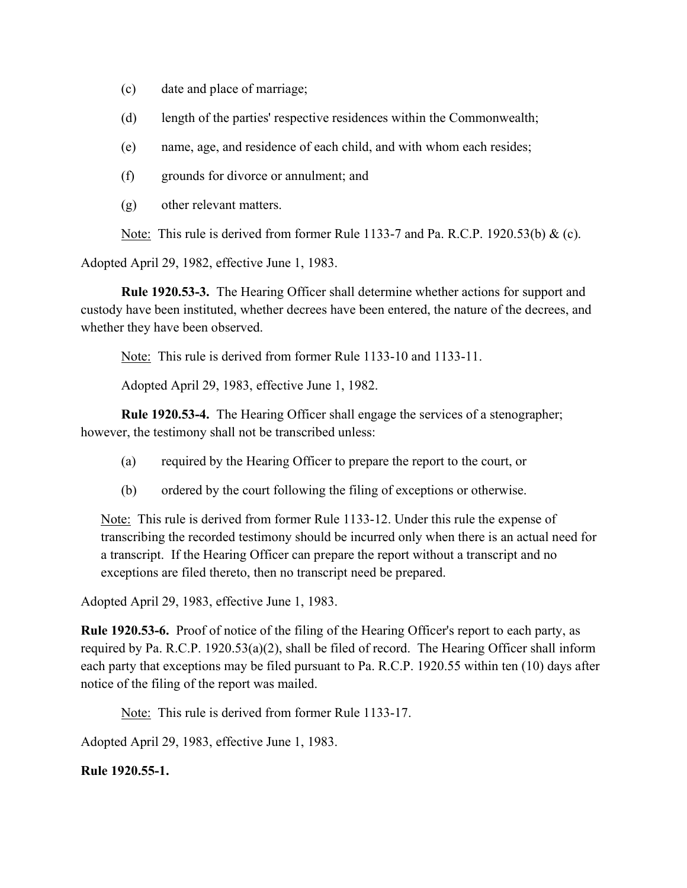(c) date and place of marriage;

(d) length of the parties' respective residences within the Commonwealth;

(e) name, age, and residence of each child, and with whom each resides;

(f) grounds for divorce or annulment; and

(g) other relevant matters.

Note: This rule is derived from former Rule 1133-7 and Pa. R.C.P. 1920.53(b) & (c).

Adopted April 29, 1982, effective June 1, 1983.

**Rule 1920.53-3.** The Hearing Officer shall determine whether actions for support and custody have been instituted, whether decrees have been entered, the nature of the decrees, and whether they have been observed.

Note: This rule is derived from former Rule 1133-10 and 1133-11.

Adopted April 29, 1983, effective June 1, 1982.

**Rule 1920.53-4.** The Hearing Officer shall engage the services of a stenographer; however, the testimony shall not be transcribed unless:

(a) required by the Hearing Officer to prepare the report to the court, or

(b) ordered by the court following the filing of exceptions or otherwise.

Note: This rule is derived from former Rule 1133-12. Under this rule the expense of transcribing the recorded testimony should be incurred only when there is an actual need for a transcript. If the Hearing Officer can prepare the report without a transcript and no exceptions are filed thereto, then no transcript need be prepared.

Adopted April 29, 1983, effective June 1, 1983.

**Rule 1920.53-6.** Proof of notice of the filing of the Hearing Officer's report to each party, as required by Pa. R.C.P. 1920.53(a)(2), shall be filed of record. The Hearing Officer shall inform each party that exceptions may be filed pursuant to Pa. R.C.P. 1920.55 within ten (10) days after notice of the filing of the report was mailed.

Note: This rule is derived from former Rule 1133-17.

Adopted April 29, 1983, effective June 1, 1983.

**Rule 1920.55-1.**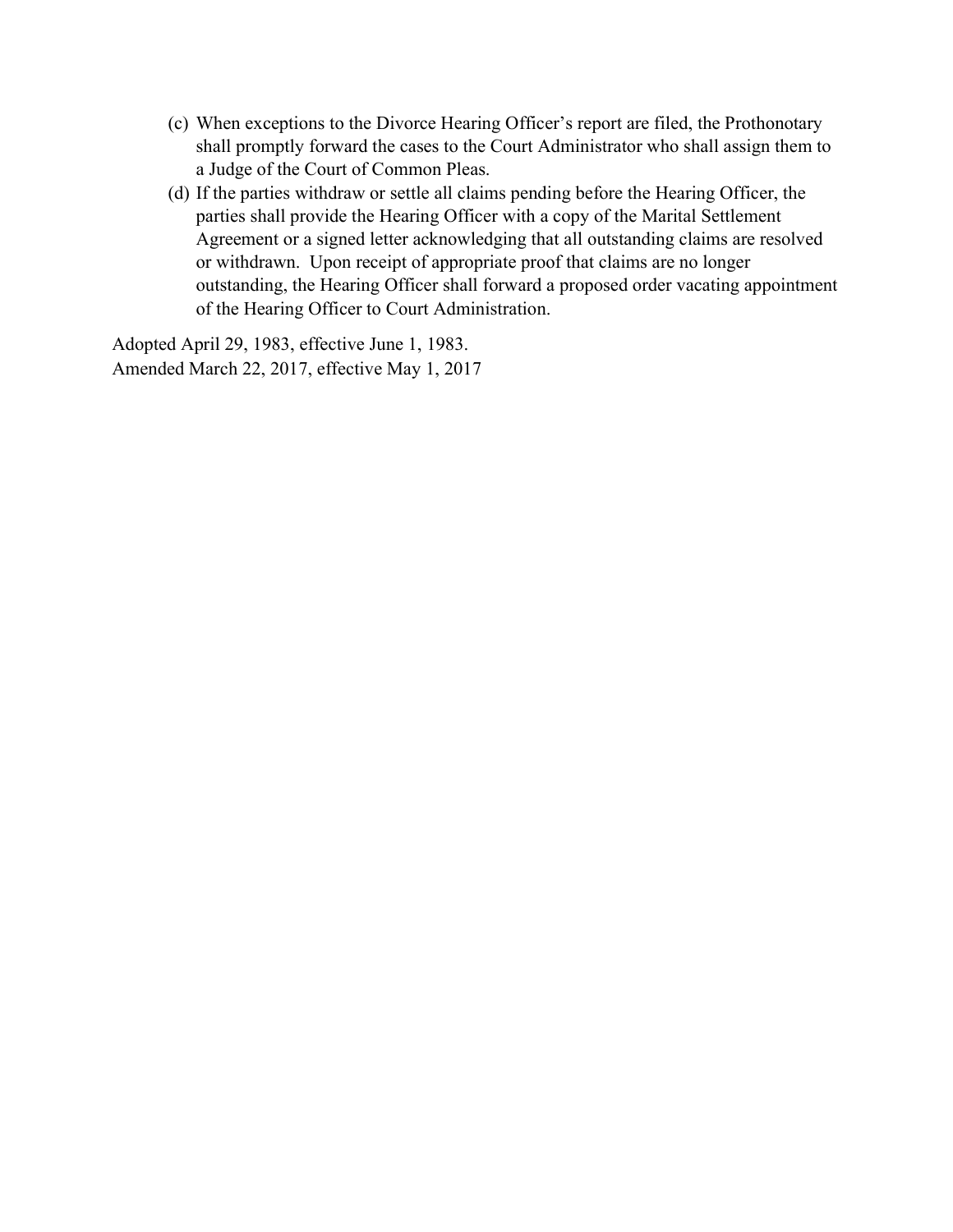(c) When exceptions to the Divorce Hearing Officer's report are filed, the Prothonotary shall promptly forward the cases to the Court Administrator who shall assign them to a Judge of the Court of Common Pleas.

(d) If the parties withdraw or settle all claims pending before the Hearing Officer, the parties shall provide the Hearing Officer with a copy of the Marital Settlement Agreement or a signed letter acknowledging that all outstanding claims are resolved or withdrawn. Upon receipt of appropriate proof that claims are no longer outstanding, the Hearing Officer shall forward a proposed order vacating appointment of the Hearing Officer to Court Administration.

Adopted April 29, 1983, effective June 1, 1983.
Amended March 22, 2017, effective May 1, 2017